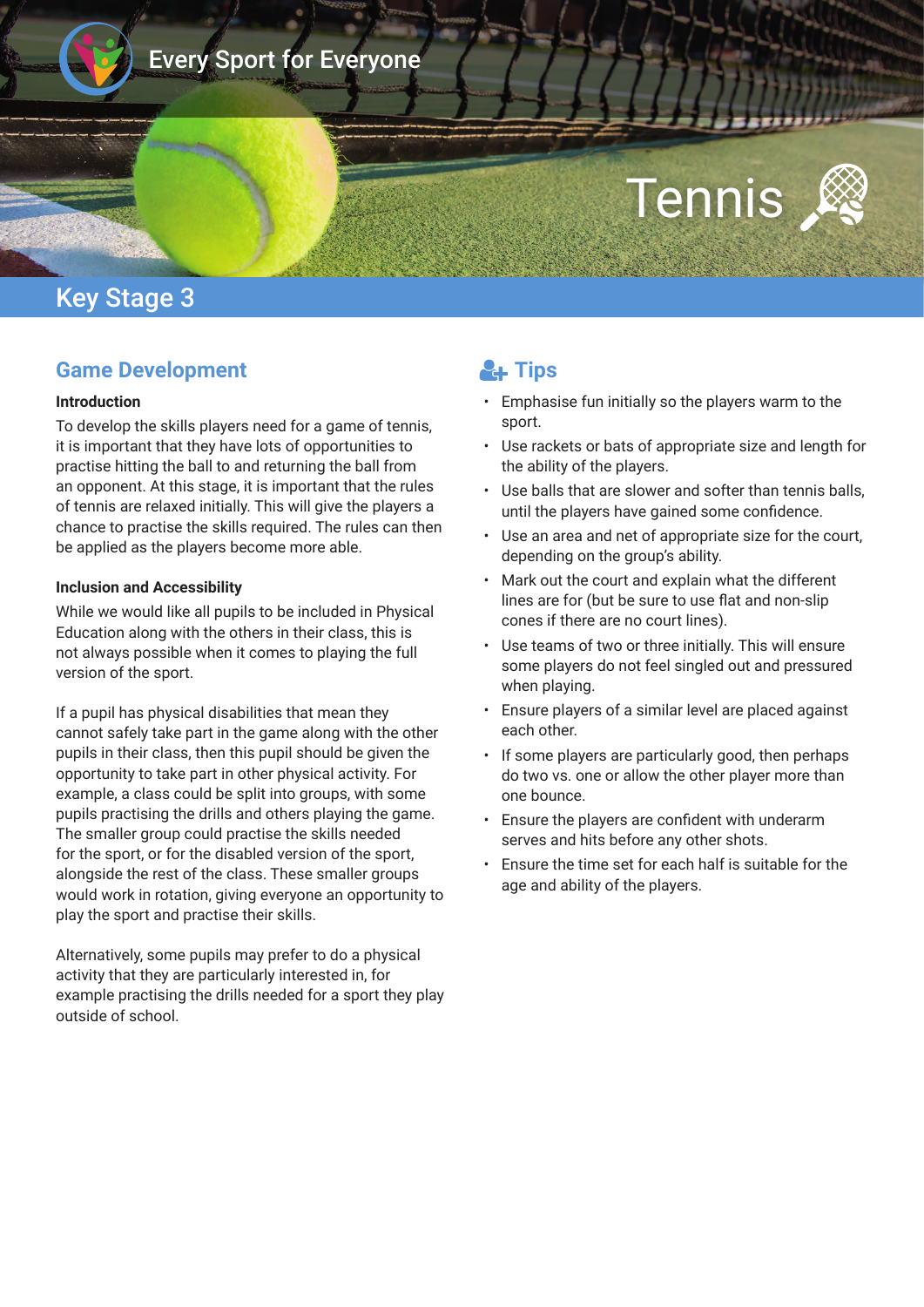Every Sport for Everyone

# Tennis

## Key Stage 3

### Game Development

**Introduction**

To develop the skills players need for a game of tennis, it is important that they have lots of opportunities to practise hitting the ball to and returning the ball from an opponent. At this stage, it is important that the rules of tennis are relaxed initially. This will give the players a chance to practise the skills required. The rules can then be applied as the players become more able.

**Inclusion and Accessibility**

While we would like all pupils to be included in Physical Education along with the others in their class, this is not always possible when it comes to playing the full version of the sport.

If a pupil has physical disabilities that mean they cannot safely take part in the game along with the other pupils in their class, then this pupil should be given the opportunity to take part in other physical activity. For example, a class could be split into groups, with some pupils practising the drills and others playing the game. The smaller group could practise the skills needed for the sport, or for the disabled version of the sport, alongside the rest of the class. These smaller groups would work in rotation, giving everyone an opportunity to play the sport and practise their skills.

Alternatively, some pupils may prefer to do a physical activity that they are particularly interested in, for example practising the drills needed for a sport they play outside of school.

### Tips

- Emphasise fun initially so the players warm to the sport.
- Use rackets or bats of appropriate size and length for the ability of the players.
- Use balls that are slower and softer than tennis balls, until the players have gained some confidence.
- Use an area and net of appropriate size for the court, depending on the group's ability.
- Mark out the court and explain what the different lines are for (but be sure to use flat and non-slip cones if there are no court lines).
- Use teams of two or three initially. This will ensure some players do not feel singled out and pressured when playing.
- Ensure players of a similar level are placed against each other.
- If some players are particularly good, then perhaps do two vs. one or allow the other player more than one bounce.
- Ensure the players are confident with underarm serves and hits before any other shots.
- Ensure the time set for each half is suitable for the age and ability of the players.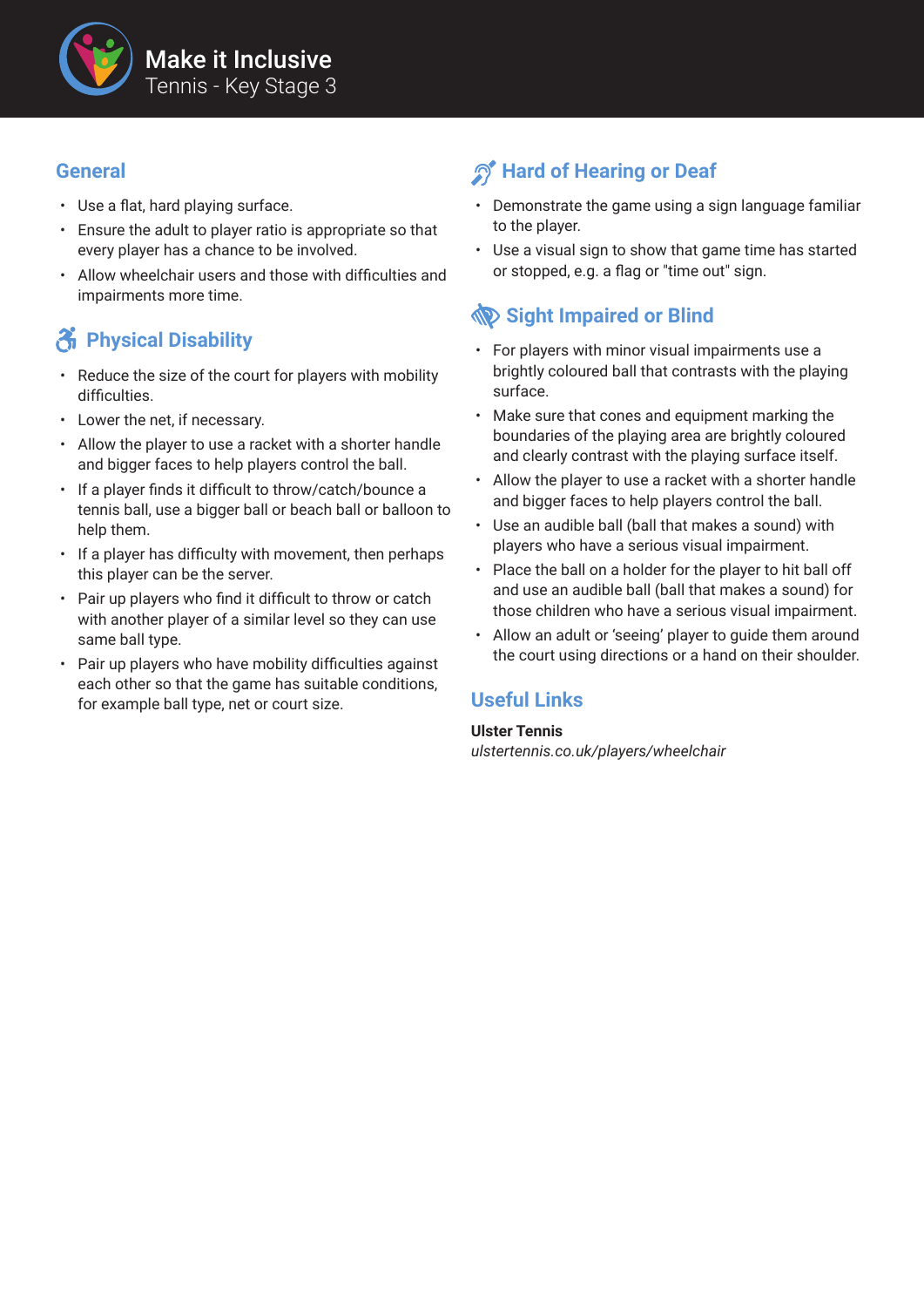# Make it Inclusive

Tennis - Key Stage 3

## General

- Use a flat, hard playing surface.
- Ensure the adult to player ratio is appropriate so that every player has a chance to be involved.
- Allow wheelchair users and those with difficulties and impairments more time.

## Physical Disability

- Reduce the size of the court for players with mobility difficulties.
- Lower the net, if necessary.
- Allow the player to use a racket with a shorter handle and bigger faces to help players control the ball.
- If a player finds it difficult to throw/catch/bounce a tennis ball, use a bigger ball or beach ball or balloon to help them.
- If a player has difficulty with movement, then perhaps this player can be the server.
- Pair up players who find it difficult to throw or catch with another player of a similar level so they can use same ball type.
- Pair up players who have mobility difficulties against each other so that the game has suitable conditions, for example ball type, net or court size.

## Hard of Hearing or Deaf

- Demonstrate the game using a sign language familiar to the player.
- Use a visual sign to show that game time has started or stopped, e.g. a flag or "time out" sign.

## Sight Impaired or Blind

- For players with minor visual impairments use a brightly coloured ball that contrasts with the playing surface.
- Make sure that cones and equipment marking the boundaries of the playing area are brightly coloured and clearly contrast with the playing surface itself.
- Allow the player to use a racket with a shorter handle and bigger faces to help players control the ball.
- Use an audible ball (ball that makes a sound) with players who have a serious visual impairment.
- Place the ball on a holder for the player to hit ball off and use an audible ball (ball that makes a sound) for those children who have a serious visual impairment.
- Allow an adult or 'seeing' player to guide them around the court using directions or a hand on their shoulder.

## Useful Links

**Ulster Tennis**
*ulstertennis.co.uk/players/wheelchair*